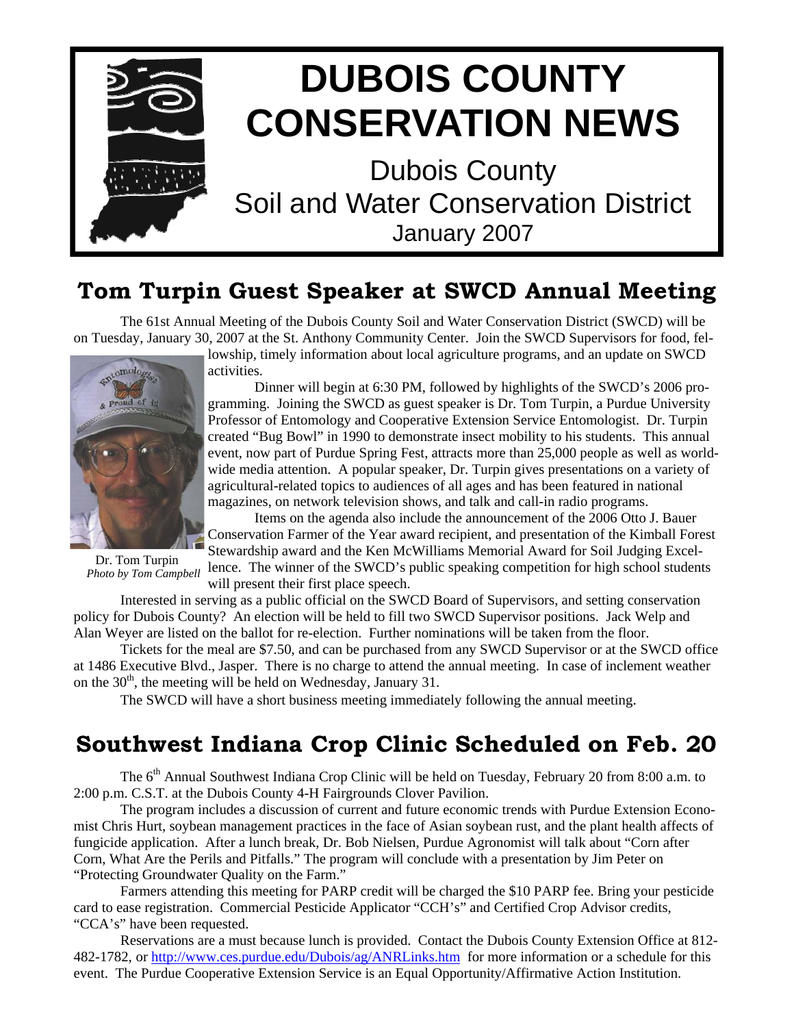# DUBOIS COUNTY CONSERVATION NEWS

Dubois County
Soil and Water Conservation District
January 2007

## Tom Turpin Guest Speaker at SWCD Annual Meeting

The 61st Annual Meeting of the Dubois County Soil and Water Conservation District (SWCD) will be on Tuesday, January 30, 2007 at the St. Anthony Community Center. Join the SWCD Supervisors for food, fellowship, timely information about local agriculture programs, and an update on SWCD activities.

Dr. Tom Turpin
*Photo by Tom Campbell*

Dinner will begin at 6:30 PM, followed by highlights of the SWCD's 2006 programming. Joining the SWCD as guest speaker is Dr. Tom Turpin, a Purdue University Professor of Entomology and Cooperative Extension Service Entomologist. Dr. Turpin created "Bug Bowl" in 1990 to demonstrate insect mobility to his students. This annual event, now part of Purdue Spring Fest, attracts more than 25,000 people as well as worldwide media attention. A popular speaker, Dr. Turpin gives presentations on a variety of agricultural-related topics to audiences of all ages and has been featured in national magazines, on network television shows, and talk and call-in radio programs.

Items on the agenda also include the announcement of the 2006 Otto J. Bauer Conservation Farmer of the Year award recipient, and presentation of the Kimball Forest Stewardship award and the Ken McWilliams Memorial Award for Soil Judging Excellence. The winner of the SWCD's public speaking competition for high school students will present their first place speech.

Interested in serving as a public official on the SWCD Board of Supervisors, and setting conservation policy for Dubois County? An election will be held to fill two SWCD Supervisor positions. Jack Welp and Alan Weyer are listed on the ballot for re-election. Further nominations will be taken from the floor.

Tickets for the meal are $7.50, and can be purchased from any SWCD Supervisor or at the SWCD office at 1486 Executive Blvd., Jasper. There is no charge to attend the annual meeting. In case of inclement weather on the 30th, the meeting will be held on Wednesday, January 31.

The SWCD will have a short business meeting immediately following the annual meeting.

## Southwest Indiana Crop Clinic Scheduled on Feb. 20

The 6th Annual Southwest Indiana Crop Clinic will be held on Tuesday, February 20 from 8:00 a.m. to 2:00 p.m. C.S.T. at the Dubois County 4-H Fairgrounds Clover Pavilion.

The program includes a discussion of current and future economic trends with Purdue Extension Economist Chris Hurt, soybean management practices in the face of Asian soybean rust, and the plant health affects of fungicide application. After a lunch break, Dr. Bob Nielsen, Purdue Agronomist will talk about "Corn after Corn, What Are the Perils and Pitfalls." The program will conclude with a presentation by Jim Peter on "Protecting Groundwater Quality on the Farm."

Farmers attending this meeting for PARP credit will be charged the $10 PARP fee. Bring your pesticide card to ease registration. Commercial Pesticide Applicator "CCH's" and Certified Crop Advisor credits, "CCA's" have been requested.

Reservations are a must because lunch is provided. Contact the Dubois County Extension Office at 812-482-1782, or http://www.ces.purdue.edu/Dubois/ag/ANRLinks.htm for more information or a schedule for this event. The Purdue Cooperative Extension Service is an Equal Opportunity/Affirmative Action Institution.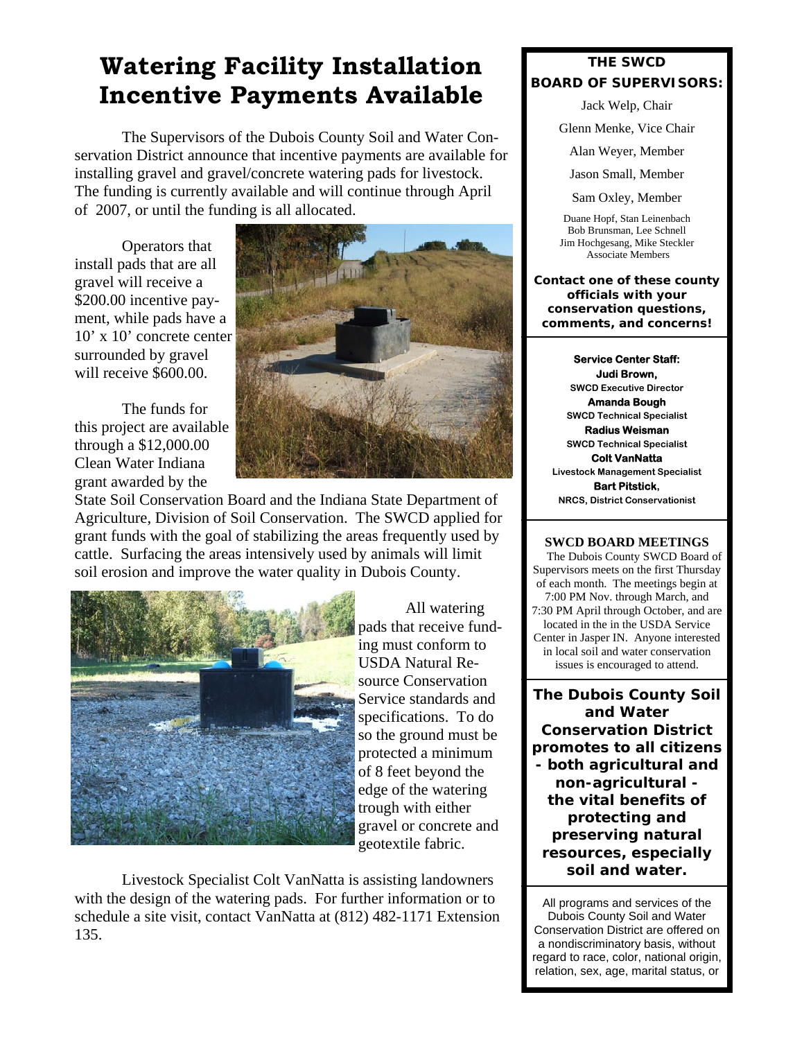# Watering Facility Installation Incentive Payments Available

The Supervisors of the Dubois County Soil and Water Conservation District announce that incentive payments are available for installing gravel and gravel/concrete watering pads for livestock. The funding is currently available and will continue through April of 2007, or until the funding is all allocated.

Operators that install pads that are all gravel will receive a $200.00 incentive payment, while pads have a 10' x 10' concrete center surrounded by gravel will receive $600.00.

The funds for this project are available through a $12,000.00 Clean Water Indiana grant awarded by the State Soil Conservation Board and the Indiana State Department of Agriculture, Division of Soil Conservation. The SWCD applied for grant funds with the goal of stabilizing the areas frequently used by cattle. Surfacing the areas intensively used by animals will limit soil erosion and improve the water quality in Dubois County.

All watering pads that receive funding must conform to USDA Natural Resource Conservation Service standards and specifications. To do so the ground must be protected a minimum of 8 feet beyond the edge of the watering trough with either gravel or concrete and geotextile fabric.

Livestock Specialist Colt VanNatta is assisting landowners with the design of the watering pads. For further information or to schedule a site visit, contact VanNatta at (812) 482-1171 Extension 135.

---

**THE SWCD BOARD OF SUPERVISORS:**

Jack Welp, Chair

Glenn Menke, Vice Chair

Alan Weyer, Member

Jason Small, Member

Sam Oxley, Member

Duane Hopf, Stan Leinenbach
Bob Brunsman, Lee Schnell
Jim Hochgesang, Mike Steckler
Associate Members

**Contact one of these county officials with your conservation questions, comments, and concerns!**

**Service Center Staff:**

**Judi Brown,**
SWCD Executive Director

**Amanda Bough**
SWCD Technical Specialist

**Radius Weisman**
SWCD Technical Specialist

**Colt VanNatta**
Livestock Management Specialist

**Bart Pitstick,**
NRCS, District Conservationist

**SWCD BOARD MEETINGS**

The Dubois County SWCD Board of Supervisors meets on the first Thursday of each month. The meetings begin at 7:00 PM Nov. through March, and 7:30 PM April through October, and are located in the in the USDA Service Center in Jasper IN. Anyone interested in local soil and water conservation issues is encouraged to attend.

**The Dubois County Soil and Water Conservation District promotes to all citizens - both agricultural and non-agricultural - the vital benefits of protecting and preserving natural resources, especially soil and water.**

All programs and services of the Dubois County Soil and Water Conservation District are offered on a nondiscriminatory basis, without regard to race, color, national origin, relation, sex, age, marital status, or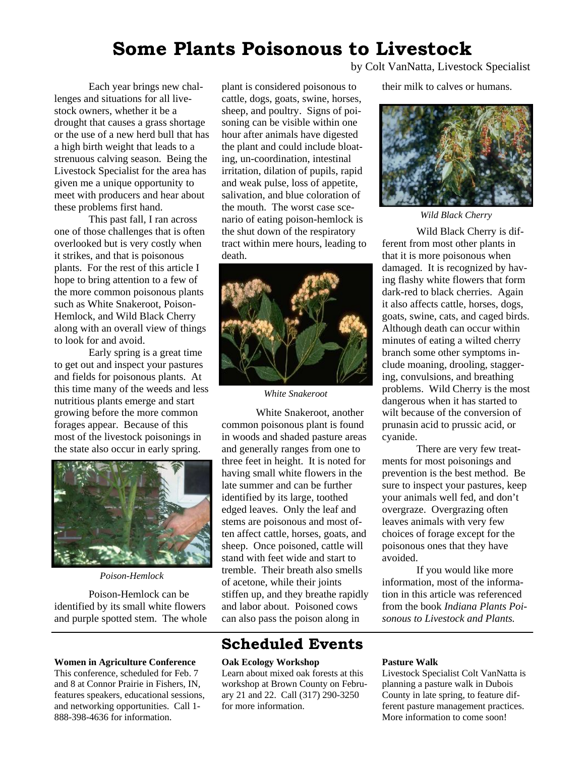# Some Plants Poisonous to Livestock

by Colt VanNatta, Livestock Specialist

Each year brings new challenges and situations for all livestock owners, whether it be a drought that causes a grass shortage or the use of a new herd bull that has a high birth weight that leads to a strenuous calving season. Being the Livestock Specialist for the area has given me a unique opportunity to meet with producers and hear about these problems first hand.

This past fall, I ran across one of those challenges that is often overlooked but is very costly when it strikes, and that is poisonous plants. For the rest of this article I hope to bring attention to a few of the more common poisonous plants such as White Snakeroot, Poison-Hemlock, and Wild Black Cherry along with an overall view of things to look for and avoid.

Early spring is a great time to get out and inspect your pastures and fields for poisonous plants. At this time many of the weeds and less nutritious plants emerge and start growing before the more common forages appear. Because of this most of the livestock poisonings in the state also occur in early spring.

*Poison-Hemlock*

Poison-Hemlock can be identified by its small white flowers and purple spotted stem. The whole plant is considered poisonous to cattle, dogs, goats, swine, horses, sheep, and poultry. Signs of poisoning can be visible within one hour after animals have digested the plant and could include bloating, un-coordination, intestinal irritation, dilation of pupils, rapid and weak pulse, loss of appetite, salivation, and blue coloration of the mouth. The worst case scenario of eating poison-hemlock is the shut down of the respiratory tract within mere hours, leading to death.

*White Snakeroot*

White Snakeroot, another common poisonous plant is found in woods and shaded pasture areas and generally ranges from one to three feet in height. It is noted for having small white flowers in the late summer and can be further identified by its large, toothed edged leaves. Only the leaf and stems are poisonous and most often affect cattle, horses, goats, and sheep. Once poisoned, cattle will stand with feet wide and start to tremble. Their breath also smells of acetone, while their joints stiffen up, and they breathe rapidly and labor about. Poisoned cows can also pass the poison along in their milk to calves or humans.

*Wild Black Cherry*

Wild Black Cherry is different from most other plants in that it is more poisonous when damaged. It is recognized by having flashy white flowers that form dark-red to black cherries. Again it also affects cattle, horses, dogs, goats, swine, cats, and caged birds. Although death can occur within minutes of eating a wilted cherry branch some other symptoms include moaning, drooling, staggering, convulsions, and breathing problems. Wild Cherry is the most dangerous when it has started to wilt because of the conversion of prunasin acid to prussic acid, or cyanide.

There are very few treatments for most poisonings and prevention is the best method. Be sure to inspect your pastures, keep your animals well fed, and don't overgraze. Overgrazing often leaves animals with very few choices of forage except for the poisonous ones that they have avoided.

If you would like more information, most of the information in this article was referenced from the book *Indiana Plants Poisonous to Livestock and Plants.*

## Scheduled Events

**Women in Agriculture Conference**
This conference, scheduled for Feb. 7 and 8 at Connor Prairie in Fishers, IN, features speakers, educational sessions, and networking opportunities. Call 1-888-398-4636 for information.

**Oak Ecology Workshop**
Learn about mixed oak forests at this workshop at Brown County on February 21 and 22. Call (317) 290-3250 for more information.

**Pasture Walk**
Livestock Specialist Colt VanNatta is planning a pasture walk in Dubois County in late spring, to feature different pasture management practices. More information to come soon!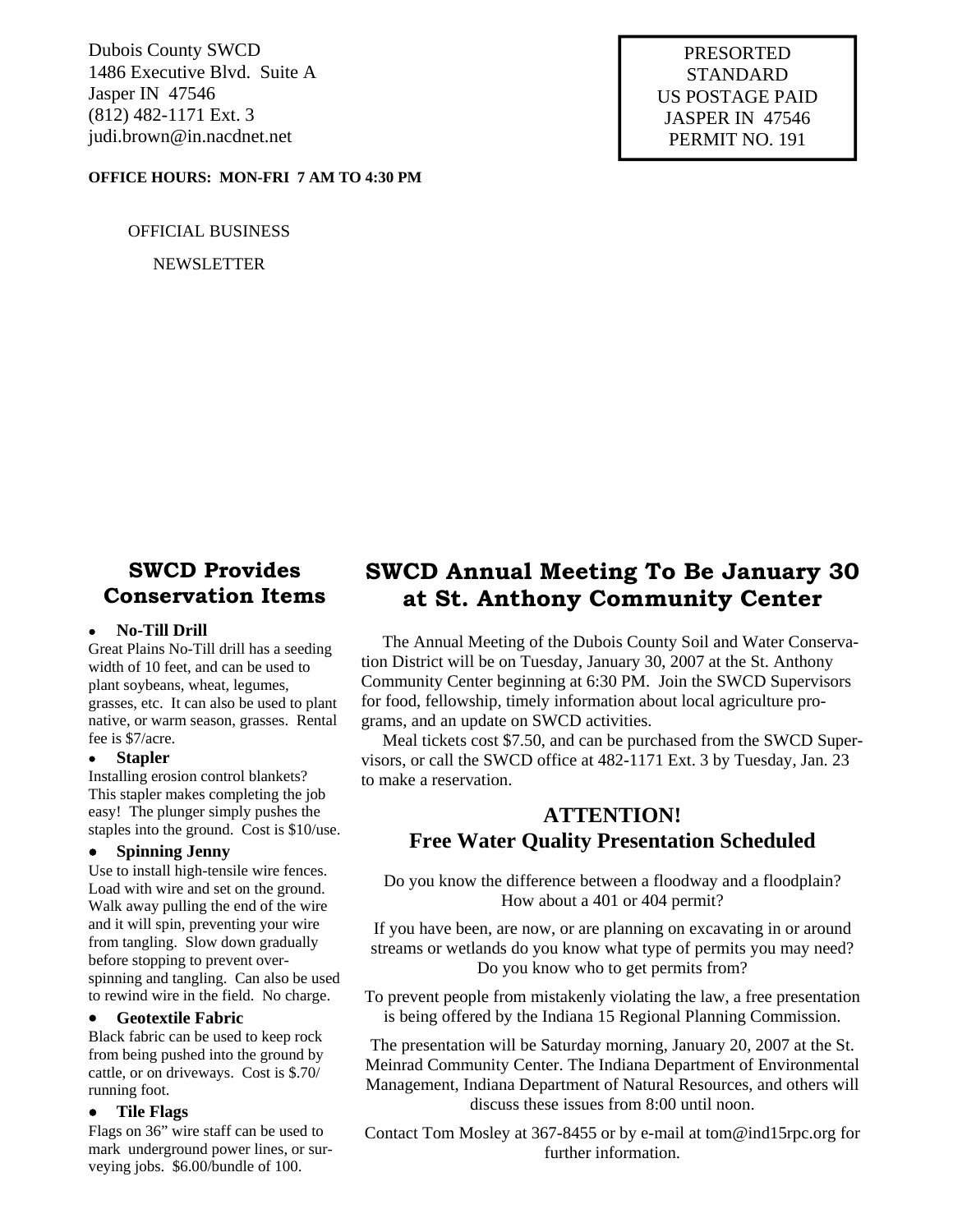Dubois County SWCD
1486 Executive Blvd. Suite A
Jasper IN 47546
(812) 482-1171 Ext. 3
judi.brown@in.nacdnet.net

**OFFICE HOURS: MON-FRI 7 AM TO 4:30 PM**

OFFICIAL BUSINESS

NEWSLETTER

PRESORTED
STANDARD
US POSTAGE PAID
JASPER IN 47546
PERMIT NO. 191

## SWCD Provides Conservation Items

- **No-Till Drill**

Great Plains No-Till drill has a seeding width of 10 feet, and can be used to plant soybeans, wheat, legumes, grasses, etc. It can also be used to plant native, or warm season, grasses. Rental fee is $7/acre.

- **Stapler**

Installing erosion control blankets? This stapler makes completing the job easy! The plunger simply pushes the staples into the ground. Cost is $10/use.

- **Spinning Jenny**

Use to install high-tensile wire fences. Load with wire and set on the ground. Walk away pulling the end of the wire and it will spin, preventing your wire from tangling. Slow down gradually before stopping to prevent over-spinning and tangling. Can also be used to rewind wire in the field. No charge.

- **Geotextile Fabric**

Black fabric can be used to keep rock from being pushed into the ground by cattle, or on driveways. Cost is $.70/ running foot.

- **Tile Flags**

Flags on 36" wire staff can be used to mark underground power lines, or surveying jobs. $6.00/bundle of 100.

## SWCD Annual Meeting To Be January 30 at St. Anthony Community Center

The Annual Meeting of the Dubois County Soil and Water Conservation District will be on Tuesday, January 30, 2007 at the St. Anthony Community Center beginning at 6:30 PM. Join the SWCD Supervisors for food, fellowship, timely information about local agriculture programs, and an update on SWCD activities.

Meal tickets cost $7.50, and can be purchased from the SWCD Supervisors, or call the SWCD office at 482-1171 Ext. 3 by Tuesday, Jan. 23 to make a reservation.

## ATTENTION! Free Water Quality Presentation Scheduled

Do you know the difference between a floodway and a floodplain? How about a 401 or 404 permit?

If you have been, are now, or are planning on excavating in or around streams or wetlands do you know what type of permits you may need? Do you know who to get permits from?

To prevent people from mistakenly violating the law, a free presentation is being offered by the Indiana 15 Regional Planning Commission.

The presentation will be Saturday morning, January 20, 2007 at the St. Meinrad Community Center. The Indiana Department of Environmental Management, Indiana Department of Natural Resources, and others will discuss these issues from 8:00 until noon.

Contact Tom Mosley at 367-8455 or by e-mail at tom@ind15rpc.org for further information.